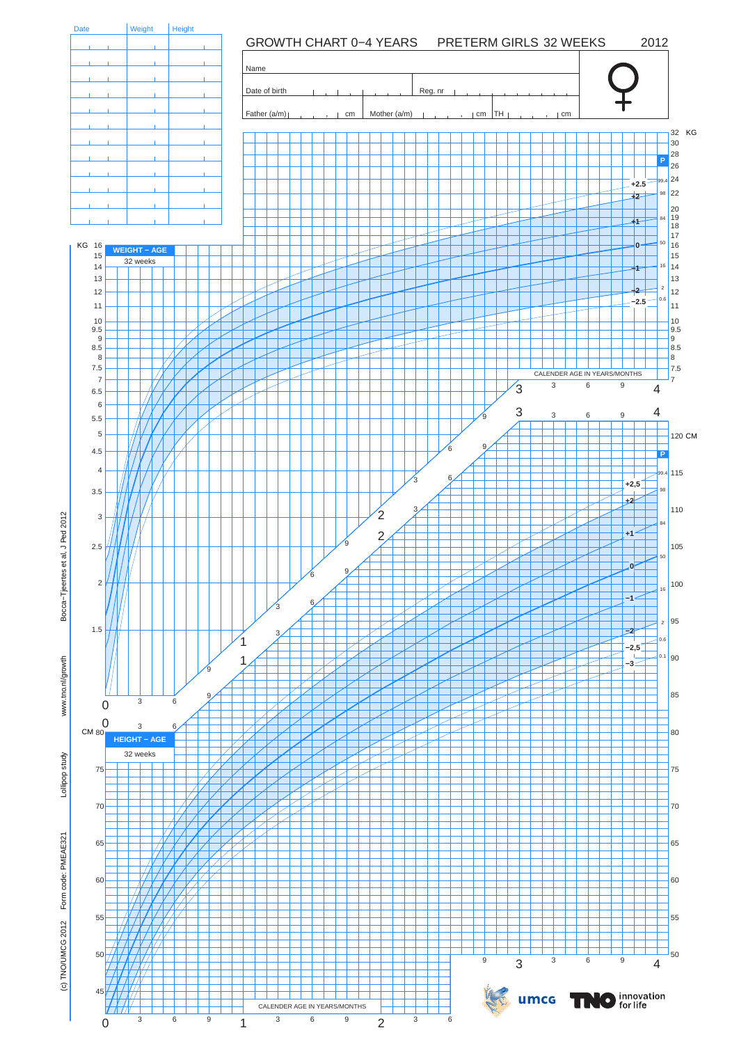# GROWTH CHART 0–4 YEARS PRETERM GIRLS 32 WEEKS 2012

| Date | Weight | Height |
|---|---|---|
| | | |
| | | |
| | | |
| | | |
| | | |
| | | |
| | | |
| | | |
| | | |
| | | |
| | | |
| | | |

Name

Date of birth

Reg. nr

Father (a/m) cm

Mother (a/m) cm

TH cm

## WEIGHT – AGE

32 weeks

## HEIGHT – AGE

32 weeks

CALENDER AGE IN YEARS/MONTHS

(c) TNO/UMCG 2012 Form code: PMEAE321 Lollipop study www.tno.nl/growth Bocca–Tjeertes et al, J Ped 2012

umcg TNO innovation for life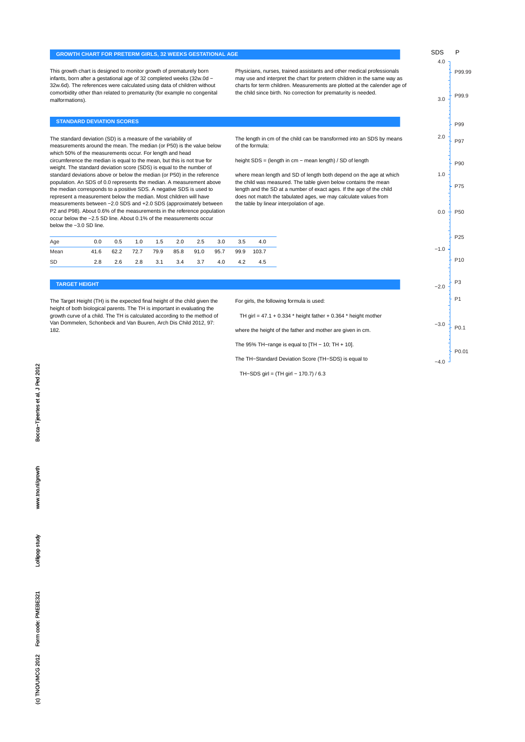## GROWTH CHART FOR PRETERM GIRLS, 32 WEEKS GESTATIONAL AGE

This growth chart is designed to monitor growth of prematurely born infants, born after a gestational age of 32 completed weeks (32w.0d − 32w.6d). The references were calculated using data of children without comorbidity other than related to prematurity (for example no congenital malformations).

Physicians, nurses, trained assistants and other medical professionals may use and interpret the chart for preterm children in the same way as charts for term children. Measurements are plotted at the calender age of the child since birth. No correction for prematurity is needed.

## STANDARD DEVIATION SCORES

The standard deviation (SD) is a measure of the variability of measurements around the mean. The median (or P50) is the value below which 50% of the measurements occur. For length and head circumference the median is equal to the mean, but this is not true for weight. The standard deviation score (SDS) is equal to the number of standard deviations above or below the median (or P50) in the reference population. An SDS of 0.0 represents the median. A measurement above the median corresponds to a positive SDS. A negative SDS is used to represent a measurement below the median. Most children will have measurements between −2.0 SDS and +2.0 SDS (approximately between P2 and P98). About 0.6% of the measurements in the reference population occur below the −2.5 SD line. About 0.1% of the measurements occur below the −3.0 SD line.

| Age | 0.0 | 0.5 | 1.0 | 1.5 | 2.0 | 2.5 | 3.0 | 3.5 | 4.0 |
|---|---|---|---|---|---|---|---|---|---|
| Mean | 41.6 | 62.2 | 72.7 | 79.9 | 85.8 | 91.0 | 95.7 | 99.9 | 103.7 |
| SD | 2.8 | 2.6 | 2.8 | 3.1 | 3.4 | 3.7 | 4.0 | 4.2 | 4.5 |

The length in cm of the child can be transformed into an SDS by means of the formula:

height SDS = (length in cm − mean length) / SD of length

where mean length and SD of length both depend on the age at which the child was measured. The table given below contains the mean length and the SD at a number of exact ages. If the age of the child does not match the tabulated ages, we may calculate values from the table by linear interpolation of age.

## TARGET HEIGHT

The Target Height (TH) is the expected final height of the child given the height of both biological parents. The TH is important in evaluating the growth curve of a child. The TH is calculated according to the method of Van Dommelen, Schonbeck and Van Buuren, Arch Dis Child 2012, 97: 182.

For girls, the following formula is used:

TH girl = 47.1 + 0.334 * height father + 0.364 * height mother

where the height of the father and mother are given in cm.

The 95% TH−range is equal to [TH − 10; TH + 10].

The TH−Standard Deviation Score (TH−SDS) is equal to

TH−SDS girl = (TH girl − 170.7) / 6.3

SDS P
4.0
P99.99
3.0
P99.9
P99
2.0
P97
P90
1.0
P75
0.0
P50
P25
−1.0
P10
−2.0
P3
P1
−3.0
P0.1
P0.01
−4.0

(c) TNO/UMCG 2012 Form code: PMEBE321 Lollipop study www.tno.nl/growth Bocca−Tjeertes et al, J Ped 2012